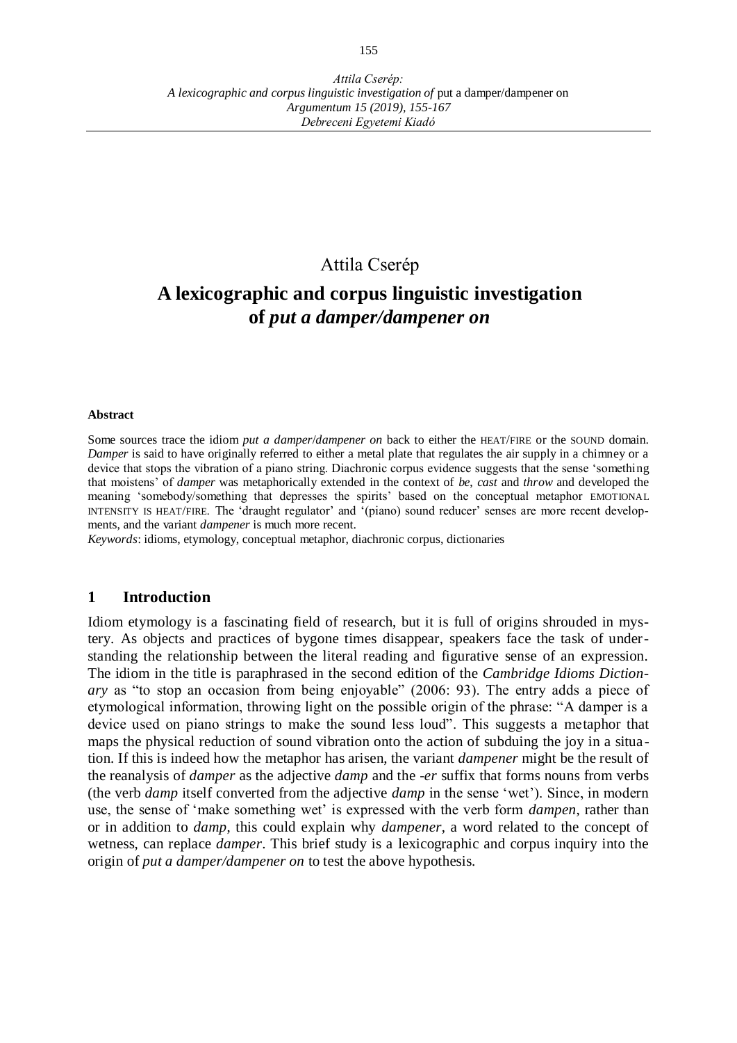Attila Cserép

# A lexicographic and corpus linguistic investigation of *put a damper/dampener on*

**Abstract**

Some sources trace the idiom *put a damper/dampener on* back to either the HEAT/FIRE or the SOUND domain. *Damper* is said to have originally referred to either a metal plate that regulates the air supply in a chimney or a device that stops the vibration of a piano string. Diachronic corpus evidence suggests that the sense 'something that moistens' of *damper* was metaphorically extended in the context of *be, cast* and *throw* and developed the meaning 'somebody/something that depresses the spirits' based on the conceptual metaphor EMOTIONAL INTENSITY IS HEAT/FIRE. The 'draught regulator' and '(piano) sound reducer' senses are more recent developments, and the variant *dampener* is much more recent.

*Keywords*: idioms, etymology, conceptual metaphor, diachronic corpus, dictionaries

## 1 Introduction

Idiom etymology is a fascinating field of research, but it is full of origins shrouded in mystery. As objects and practices of bygone times disappear, speakers face the task of understanding the relationship between the literal reading and figurative sense of an expression. The idiom in the title is paraphrased in the second edition of the *Cambridge Idioms Dictionary* as "to stop an occasion from being enjoyable" (2006: 93). The entry adds a piece of etymological information, throwing light on the possible origin of the phrase: "A damper is a device used on piano strings to make the sound less loud". This suggests a metaphor that maps the physical reduction of sound vibration onto the action of subduing the joy in a situation. If this is indeed how the metaphor has arisen, the variant *dampener* might be the result of the reanalysis of *damper* as the adjective *damp* and the *-er* suffix that forms nouns from verbs (the verb *damp* itself converted from the adjective *damp* in the sense 'wet'). Since, in modern use, the sense of 'make something wet' is expressed with the verb form *dampen*, rather than or in addition to *damp*, this could explain why *dampener*, a word related to the concept of wetness, can replace *damper*. This brief study is a lexicographic and corpus inquiry into the origin of *put a damper/dampener on* to test the above hypothesis.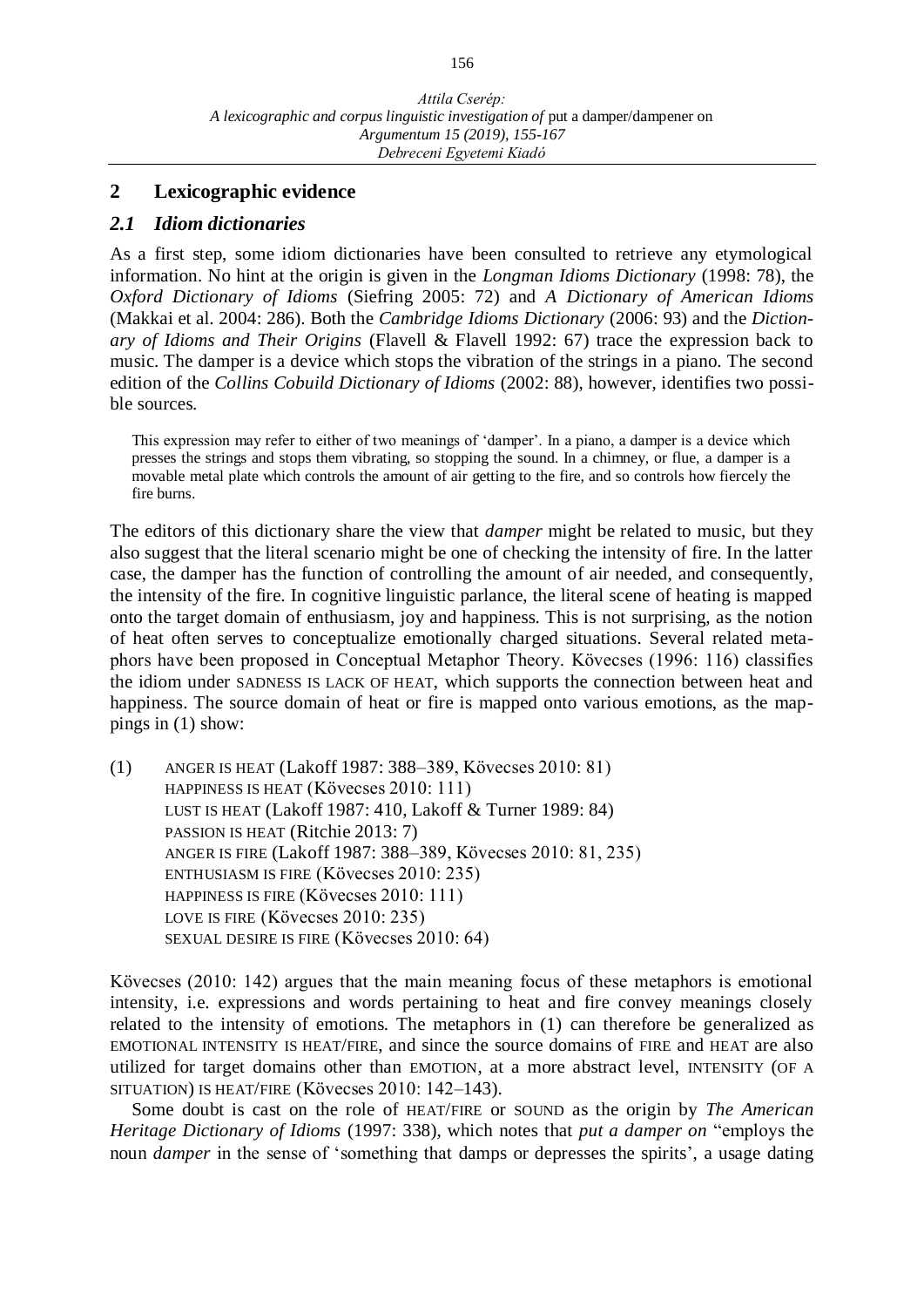## 2 Lexicographic evidence

### *2.1 Idiom dictionaries*

As a first step, some idiom dictionaries have been consulted to retrieve any etymological information. No hint at the origin is given in the *Longman Idioms Dictionary* (1998: 78), the *Oxford Dictionary of Idioms* (Siefring 2005: 72) and *A Dictionary of American Idioms* (Makkai et al. 2004: 286). Both the *Cambridge Idioms Dictionary* (2006: 93) and the *Dictionary of Idioms and Their Origins* (Flavell & Flavell 1992: 67) trace the expression back to music. The damper is a device which stops the vibration of the strings in a piano. The second edition of the *Collins Cobuild Dictionary of Idioms* (2002: 88), however, identifies two possible sources.

> This expression may refer to either of two meanings of 'damper'. In a piano, a damper is a device which presses the strings and stops them vibrating, so stopping the sound. In a chimney, or flue, a damper is a movable metal plate which controls the amount of air getting to the fire, and so controls how fiercely the fire burns.

The editors of this dictionary share the view that *damper* might be related to music, but they also suggest that the literal scenario might be one of checking the intensity of fire. In the latter case, the damper has the function of controlling the amount of air needed, and consequently, the intensity of the fire. In cognitive linguistic parlance, the literal scene of heating is mapped onto the target domain of enthusiasm, joy and happiness. This is not surprising, as the notion of heat often serves to conceptualize emotionally charged situations. Several related metaphors have been proposed in Conceptual Metaphor Theory. Kövecses (1996: 116) classifies the idiom under SADNESS IS LACK OF HEAT, which supports the connection between heat and happiness. The source domain of heat or fire is mapped onto various emotions, as the mappings in (1) show:

(1) ANGER IS HEAT (Lakoff 1987: 388–389, Kövecses 2010: 81)
HAPPINESS IS HEAT (Kövecses 2010: 111)
LUST IS HEAT (Lakoff 1987: 410, Lakoff & Turner 1989: 84)
PASSION IS HEAT (Ritchie 2013: 7)
ANGER IS FIRE (Lakoff 1987: 388–389, Kövecses 2010: 81, 235)
ENTHUSIASM IS FIRE (Kövecses 2010: 235)
HAPPINESS IS FIRE (Kövecses 2010: 111)
LOVE IS FIRE (Kövecses 2010: 235)
SEXUAL DESIRE IS FIRE (Kövecses 2010: 64)

Kövecses (2010: 142) argues that the main meaning focus of these metaphors is emotional intensity, i.e. expressions and words pertaining to heat and fire convey meanings closely related to the intensity of emotions. The metaphors in (1) can therefore be generalized as EMOTIONAL INTENSITY IS HEAT/FIRE, and since the source domains of FIRE and HEAT are also utilized for target domains other than EMOTION, at a more abstract level, INTENSITY (OF A SITUATION) IS HEAT/FIRE (Kövecses 2010: 142–143).

Some doubt is cast on the role of HEAT/FIRE or SOUND as the origin by *The American Heritage Dictionary of Idioms* (1997: 338), which notes that *put a damper on* "employs the noun *damper* in the sense of 'something that damps or depresses the spirits', a usage dating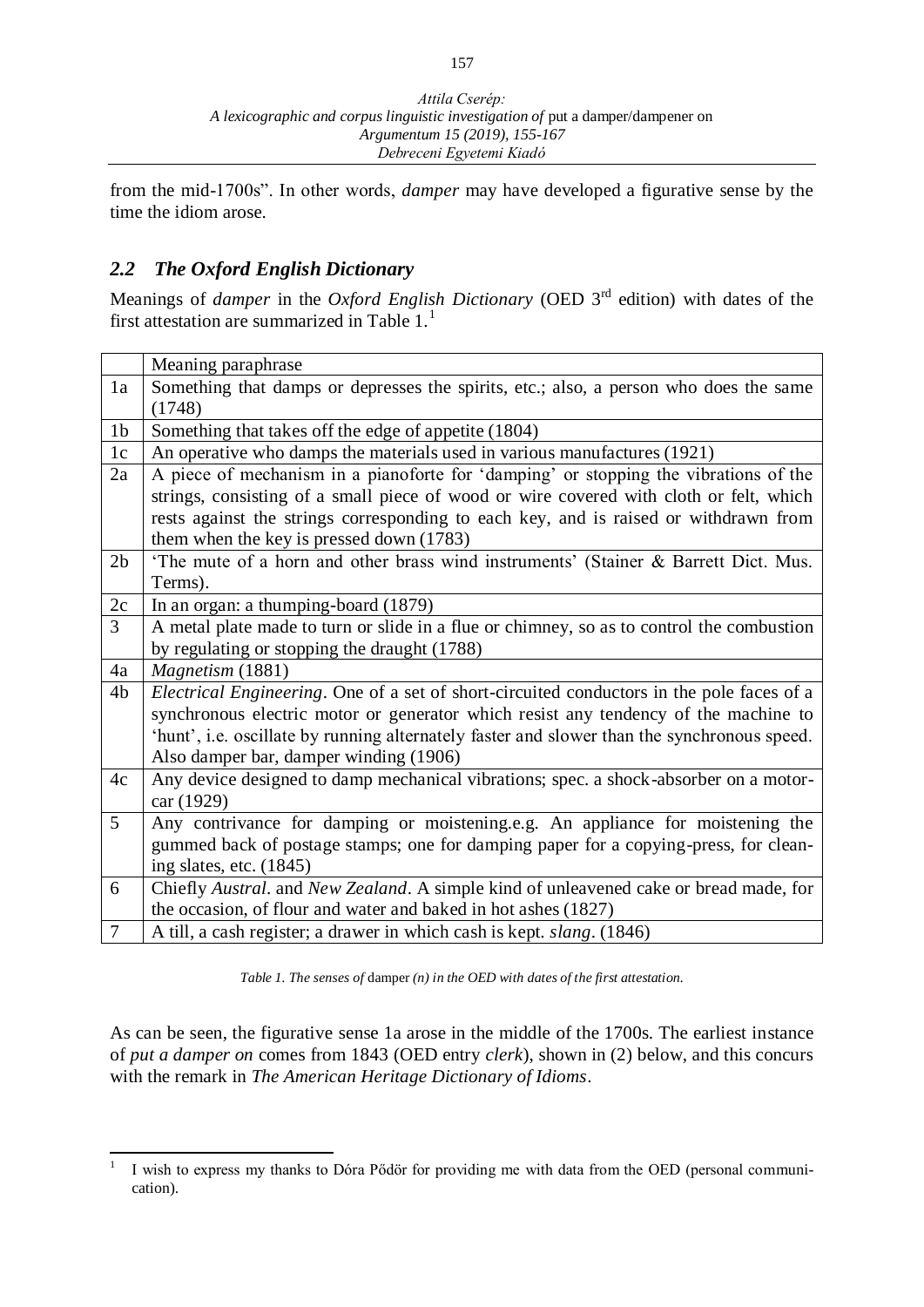from the mid-1700s". In other words, *damper* may have developed a figurative sense by the time the idiom arose.

## *2.2 The Oxford English Dictionary*

Meanings of *damper* in the *Oxford English Dictionary* (OED 3rd edition) with dates of the first attestation are summarized in Table 1.[1]

| | Meaning paraphrase |
|---|---|
| 1a | Something that damps or depresses the spirits, etc.; also, a person who does the same (1748) |
| 1b | Something that takes off the edge of appetite (1804) |
| 1c | An operative who damps the materials used in various manufactures (1921) |
| 2a | A piece of mechanism in a pianoforte for 'damping' or stopping the vibrations of the strings, consisting of a small piece of wood or wire covered with cloth or felt, which rests against the strings corresponding to each key, and is raised or withdrawn from them when the key is pressed down (1783) |
| 2b | 'The mute of a horn and other brass wind instruments' (Stainer & Barrett Dict. Mus. Terms). |
| 2c | In an organ: a thumping-board (1879) |
| 3 | A metal plate made to turn or slide in a flue or chimney, so as to control the combustion by regulating or stopping the draught (1788) |
| 4a | *Magnetism* (1881) |
| 4b | *Electrical Engineering*. One of a set of short-circuited conductors in the pole faces of a synchronous electric motor or generator which resist any tendency of the machine to 'hunt', i.e. oscillate by running alternately faster and slower than the synchronous speed. Also damper bar, damper winding (1906) |
| 4c | Any device designed to damp mechanical vibrations; spec. a shock-absorber on a motor-car (1929) |
| 5 | Any contrivance for damping or moistening.e.g. An appliance for moistening the gummed back of postage stamps; one for damping paper for a copying-press, for cleaning slates, etc. (1845) |
| 6 | Chiefly *Austral*. and *New Zealand*. A simple kind of unleavened cake or bread made, for the occasion, of flour and water and baked in hot ashes (1827) |
| 7 | A till, a cash register; a drawer in which cash is kept. *slang*. (1846) |

*Table 1. The senses of* damper *(n) in the OED with dates of the first attestation.*

As can be seen, the figurative sense 1a arose in the middle of the 1700s. The earliest instance of *put a damper on* comes from 1843 (OED entry *clerk*), shown in (2) below, and this concurs with the remark in *The American Heritage Dictionary of Idioms*.

[1] I wish to express my thanks to Dóra Pődör for providing me with data from the OED (personal communication).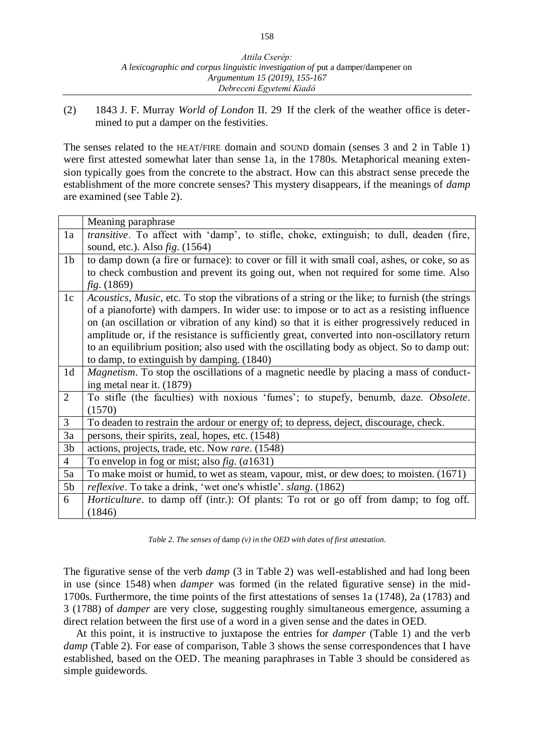(2) 1843 J. F. Murray *World of London* II. 29 If the clerk of the weather office is determined to put a damper on the festivities.

The senses related to the HEAT/FIRE domain and SOUND domain (senses 3 and 2 in Table 1) were first attested somewhat later than sense 1a, in the 1780s. Metaphorical meaning extension typically goes from the concrete to the abstract. How can this abstract sense precede the establishment of the more concrete senses? This mystery disappears, if the meanings of *damp* are examined (see Table 2).

| | Meaning paraphrase |
|---|---|
| 1a | *transitive*. To affect with 'damp', to stifle, choke, extinguish; to dull, deaden (fire, sound, etc.). Also *fig.* (1564) |
| 1b | to damp down (a fire or furnace): to cover or fill it with small coal, ashes, or coke, so as to check combustion and prevent its going out, when not required for some time. Also *fig.* (1869) |
| 1c | *Acoustics*, *Music*, etc. To stop the vibrations of a string or the like; to furnish (the strings of a pianoforte) with dampers. In wider use: to impose or to act as a resisting influence on (an oscillation or vibration of any kind) so that it is either progressively reduced in amplitude or, if the resistance is sufficiently great, converted into non-oscillatory return to an equilibrium position; also used with the oscillating body as object. So to damp out: to damp, to extinguish by damping. (1840) |
| 1d | *Magnetism*. To stop the oscillations of a magnetic needle by placing a mass of conducting metal near it. (1879) |
| 2 | To stifle (the faculties) with noxious 'fumes'; to stupefy, benumb, daze. *Obsolete*. (1570) |
| 3 | To deaden to restrain the ardour or energy of; to depress, deject, discourage, check. |
| 3a | persons, their spirits, zeal, hopes, etc. (1548) |
| 3b | actions, projects, trade, etc. Now *rare*. (1548) |
| 4 | To envelop in fog or mist; also *fig.* (*a*1631) |
| 5a | To make moist or humid, to wet as steam, vapour, mist, or dew does; to moisten. (1671) |
| 5b | *reflexive*. To take a drink, 'wet one's whistle'. *slang*. (1862) |
| 6 | *Horticulture*. to damp off (intr.): Of plants: To rot or go off from damp; to fog off. (1846) |

*Table 2. The senses of* damp *(v) in the OED with dates of first attestation.*

The figurative sense of the verb *damp* (3 in Table 2) was well-established and had long been in use (since 1548) when *damper* was formed (in the related figurative sense) in the mid-1700s. Furthermore, the time points of the first attestations of senses 1a (1748), 2a (1783) and 3 (1788) of *damper* are very close, suggesting roughly simultaneous emergence, assuming a direct relation between the first use of a word in a given sense and the dates in OED.

At this point, it is instructive to juxtapose the entries for *damper* (Table 1) and the verb *damp* (Table 2). For ease of comparison, Table 3 shows the sense correspondences that I have established, based on the OED. The meaning paraphrases in Table 3 should be considered as simple guidewords.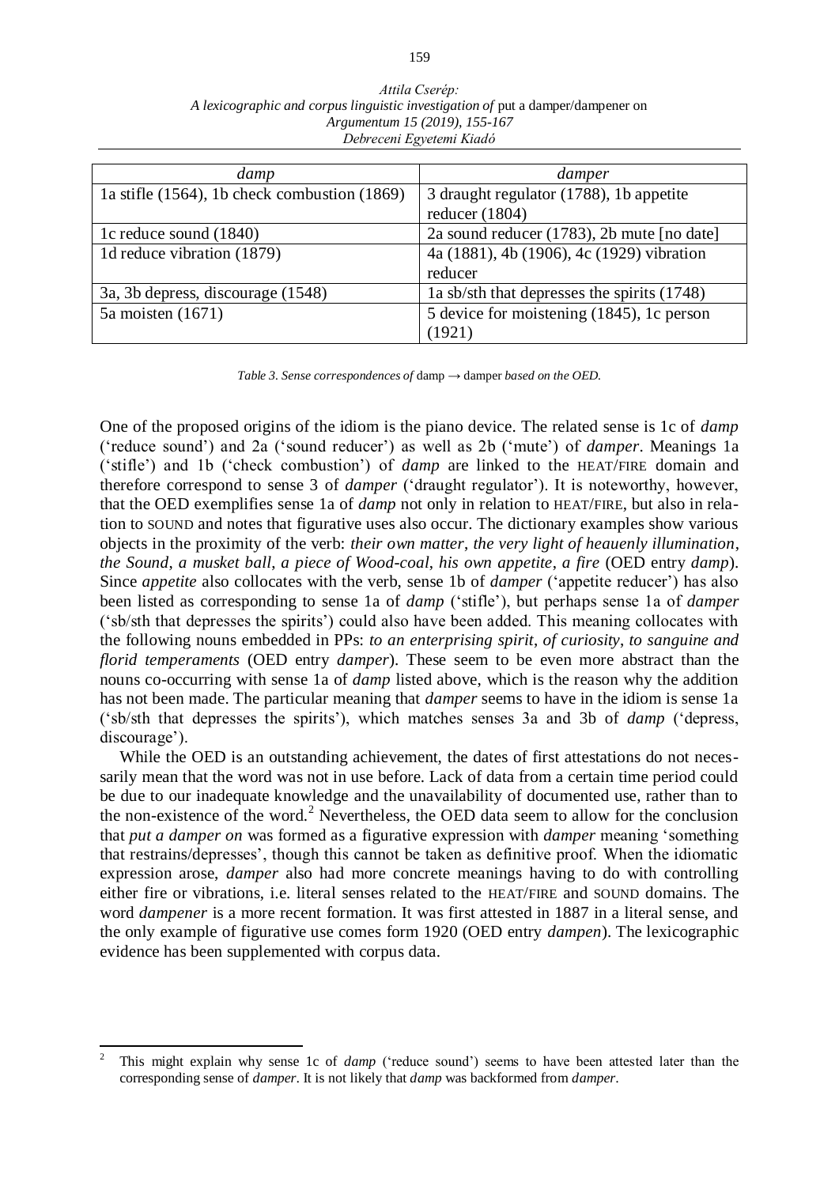| *damp* | *damper* |
|---|---|
| 1a stifle (1564), 1b check combustion (1869) | 3 draught regulator (1788), 1b appetite reducer (1804) |
| 1c reduce sound (1840) | 2a sound reducer (1783), 2b mute [no date] |
| 1d reduce vibration (1879) | 4a (1881), 4b (1906), 4c (1929) vibration reducer |
| 3a, 3b depress, discourage (1548) | 1a sb/sth that depresses the spirits (1748) |
| 5a moisten (1671) | 5 device for moistening (1845), 1c person (1921) |

*Table 3. Sense correspondences of* damp → damper *based on the OED.*

One of the proposed origins of the idiom is the piano device. The related sense is 1c of *damp* ('reduce sound') and 2a ('sound reducer') as well as 2b ('mute') of *damper*. Meanings 1a ('stifle') and 1b ('check combustion') of *damp* are linked to the HEAT/FIRE domain and therefore correspond to sense 3 of *damper* ('draught regulator'). It is noteworthy, however, that the OED exemplifies sense 1a of *damp* not only in relation to HEAT/FIRE, but also in relation to SOUND and notes that figurative uses also occur. The dictionary examples show various objects in the proximity of the verb: *their own matter*, *the very light of heauenly illumination*, *the Sound*, *a musket ball*, *a piece of Wood-coal*, *his own appetite*, *a fire* (OED entry *damp*). Since *appetite* also collocates with the verb, sense 1b of *damper* ('appetite reducer') has also been listed as corresponding to sense 1a of *damp* ('stifle'), but perhaps sense 1a of *damper* ('sb/sth that depresses the spirits') could also have been added. This meaning collocates with the following nouns embedded in PPs: *to an enterprising spirit*, *of curiosity*, *to sanguine and florid temperaments* (OED entry *damper*). These seem to be even more abstract than the nouns co-occurring with sense 1a of *damp* listed above, which is the reason why the addition has not been made. The particular meaning that *damper* seems to have in the idiom is sense 1a ('sb/sth that depresses the spirits'), which matches senses 3a and 3b of *damp* ('depress, discourage').

While the OED is an outstanding achievement, the dates of first attestations do not necessarily mean that the word was not in use before. Lack of data from a certain time period could be due to our inadequate knowledge and the unavailability of documented use, rather than to the non-existence of the word.[2] Nevertheless, the OED data seem to allow for the conclusion that *put a damper on* was formed as a figurative expression with *damper* meaning 'something that restrains/depresses', though this cannot be taken as definitive proof. When the idiomatic expression arose, *damper* also had more concrete meanings having to do with controlling either fire or vibrations, i.e. literal senses related to the HEAT/FIRE and SOUND domains. The word *dampener* is a more recent formation. It was first attested in 1887 in a literal sense, and the only example of figurative use comes form 1920 (OED entry *dampen*). The lexicographic evidence has been supplemented with corpus data.

---

[2] This might explain why sense 1c of *damp* ('reduce sound') seems to have been attested later than the corresponding sense of *damper*. It is not likely that *damp* was backformed from *damper*.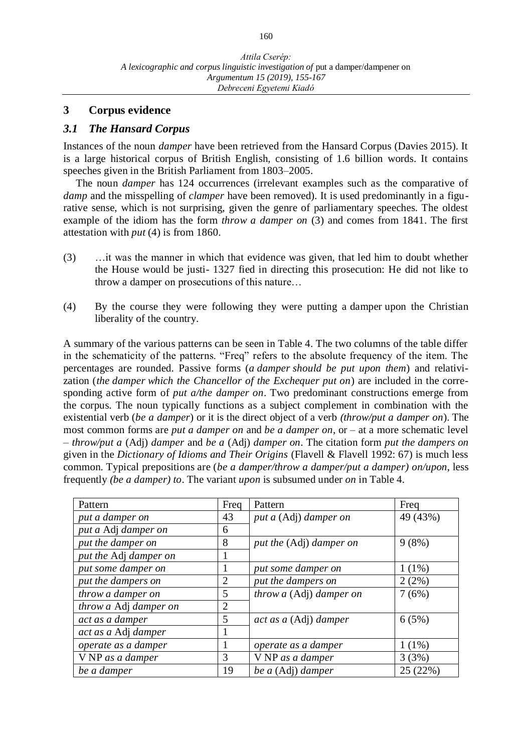## 3 Corpus evidence

### *3.1 The Hansard Corpus*

Instances of the noun *damper* have been retrieved from the Hansard Corpus (Davies 2015). It is a large historical corpus of British English, consisting of 1.6 billion words. It contains speeches given in the British Parliament from 1803–2005.

The noun *damper* has 124 occurrences (irrelevant examples such as the comparative of *damp* and the misspelling of *clamper* have been removed). It is used predominantly in a figurative sense, which is not surprising, given the genre of parliamentary speeches. The oldest example of the idiom has the form *throw a damper on* (3) and comes from 1841. The first attestation with *put* (4) is from 1860.

(3) …it was the manner in which that evidence was given, that led him to doubt whether the House would be justi- 1327 fied in directing this prosecution: He did not like to throw a damper on prosecutions of this nature…

(4) By the course they were following they were putting a damper upon the Christian liberality of the country.

A summary of the various patterns can be seen in Table 4. The two columns of the table differ in the schematicity of the patterns. "Freq" refers to the absolute frequency of the item. The percentages are rounded. Passive forms (*a damper should be put upon them*) and relativization (*the damper which the Chancellor of the Exchequer put on*) are included in the corresponding active form of *put a/the damper on*. Two predominant constructions emerge from the corpus. The noun typically functions as a subject complement in combination with the existential verb (*be a damper*) or it is the direct object of a verb *(throw/put a damper on*). The most common forms are *put a damper on* and *be a damper on*, or – at a more schematic level – *throw/put a* (Adj) *damper* and *be a* (Adj) *damper on*. The citation form *put the dampers on* given in the *Dictionary of Idioms and Their Origins* (Flavell & Flavell 1992: 67) is much less common. Typical prepositions are (*be a damper/throw a damper/put a damper) on/upon*, less frequently *(be a damper) to*. The variant *upon* is subsumed under *on* in Table 4.

| Pattern | Freq | Pattern | Freq |
|---|---|---|---|
| *put a damper on* | 43 | *put a* (Adj) *damper on* | 49 (43%) |
| *put a* Adj *damper on* | 6 | | |
| *put the damper on* | 8 | *put the* (Adj) *damper on* | 9 (8%) |
| *put the* Adj *damper on* | 1 | | |
| *put some damper on* | 1 | *put some damper on* | 1 (1%) |
| *put the dampers on* | 2 | *put the dampers on* | 2 (2%) |
| *throw a damper on* | 5 | *throw a* (Adj) *damper on* | 7 (6%) |
| *throw a* Adj *damper on* | 2 | | |
| *act as a damper* | 5 | *act as a* (Adj) *damper* | 6 (5%) |
| *act as a* Adj *damper* | 1 | | |
| *operate as a damper* | 1 | *operate as a damper* | 1 (1%) |
| V NP *as a damper* | 3 | V NP *as a damper* | 3 (3%) |
| *be a damper* | 19 | *be a* (Adj) *damper* | 25 (22%) |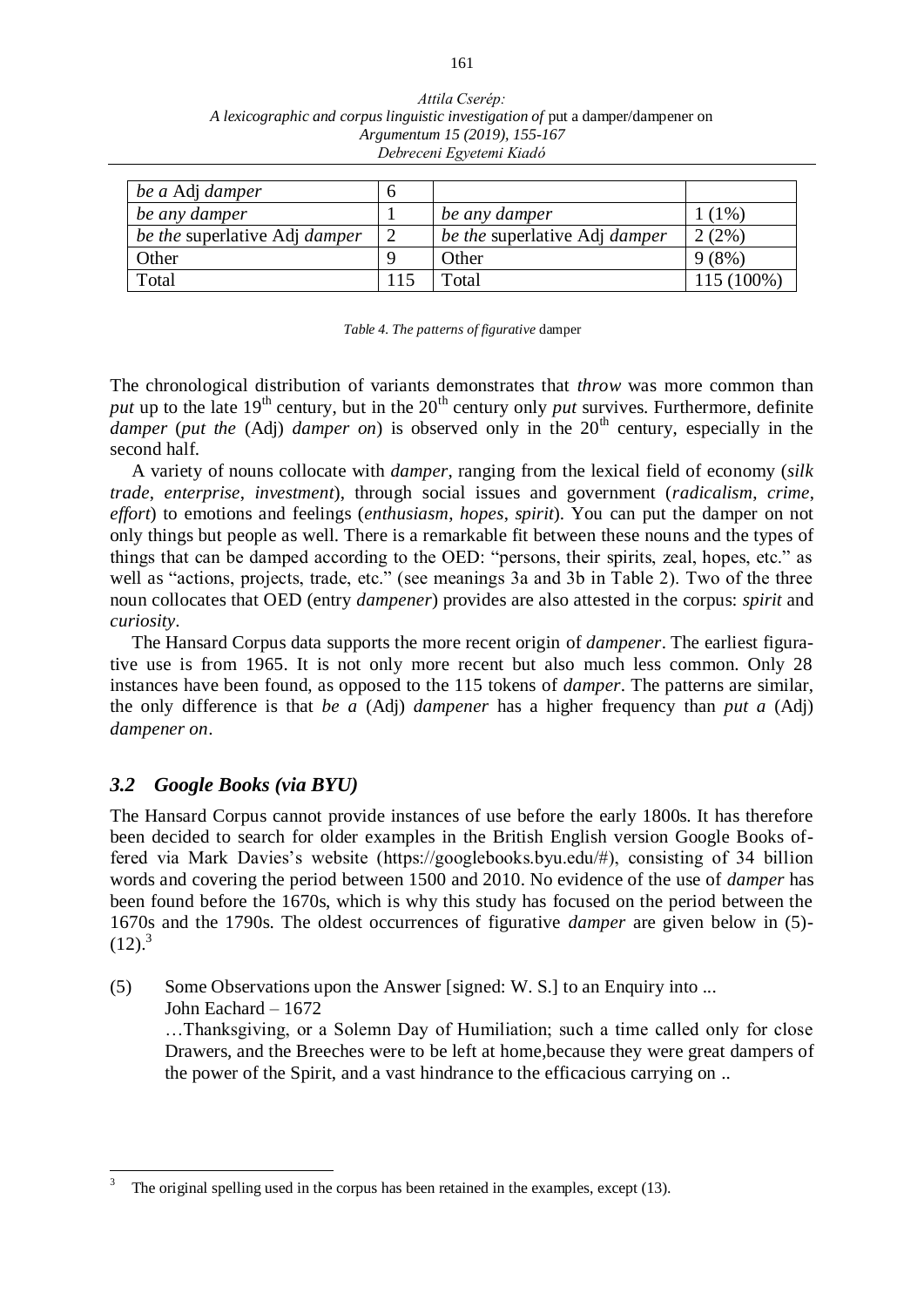| *be a* Adj *damper* | 6 | | |
|---|---|---|---|
| *be any damper* | 1 | *be any damper* | 1 (1%) |
| *be the* superlative Adj *damper* | 2 | *be the* superlative Adj *damper* | 2 (2%) |
| Other | 9 | Other | 9 (8%) |
| Total | 115 | Total | 115 (100%) |

*Table 4. The patterns of figurative* damper

The chronological distribution of variants demonstrates that *throw* was more common than *put* up to the late 19th century, but in the 20th century only *put* survives. Furthermore, definite *damper* (*put the* (Adj) *damper on*) is observed only in the 20th century, especially in the second half.

A variety of nouns collocate with *damper*, ranging from the lexical field of economy (*silk trade*, *enterprise*, *investment*), through social issues and government (*radicalism*, *crime*, *effort*) to emotions and feelings (*enthusiasm*, *hopes*, *spirit*). You can put the damper on not only things but people as well. There is a remarkable fit between these nouns and the types of things that can be damped according to the OED: "persons, their spirits, zeal, hopes, etc." as well as "actions, projects, trade, etc." (see meanings 3a and 3b in Table 2). Two of the three noun collocates that OED (entry *dampener*) provides are also attested in the corpus: *spirit* and *curiosity*.

The Hansard Corpus data supports the more recent origin of *dampener*. The earliest figurative use is from 1965. It is not only more recent but also much less common. Only 28 instances have been found, as opposed to the 115 tokens of *damper*. The patterns are similar, the only difference is that *be a* (Adj) *dampener* has a higher frequency than *put a* (Adj) *dampener on*.

### *3.2 Google Books (via BYU)*

The Hansard Corpus cannot provide instances of use before the early 1800s. It has therefore been decided to search for older examples in the British English version Google Books offered via Mark Davies's website (https://googlebooks.byu.edu/#), consisting of 34 billion words and covering the period between 1500 and 2010. No evidence of the use of *damper* has been found before the 1670s, which is why this study has focused on the period between the 1670s and the 1790s. The oldest occurrences of figurative *damper* are given below in (5)-(12).[3]

(5) Some Observations upon the Answer [signed: W. S.] to an Enquiry into ...
John Eachard – 1672
…Thanksgiving, or a Solemn Day of Humiliation; such a time called only for close Drawers, and the Breeches were to be left at home,because they were great dampers of the power of the Spirit, and a vast hindrance to the efficacious carrying on ..

[3] The original spelling used in the corpus has been retained in the examples, except (13).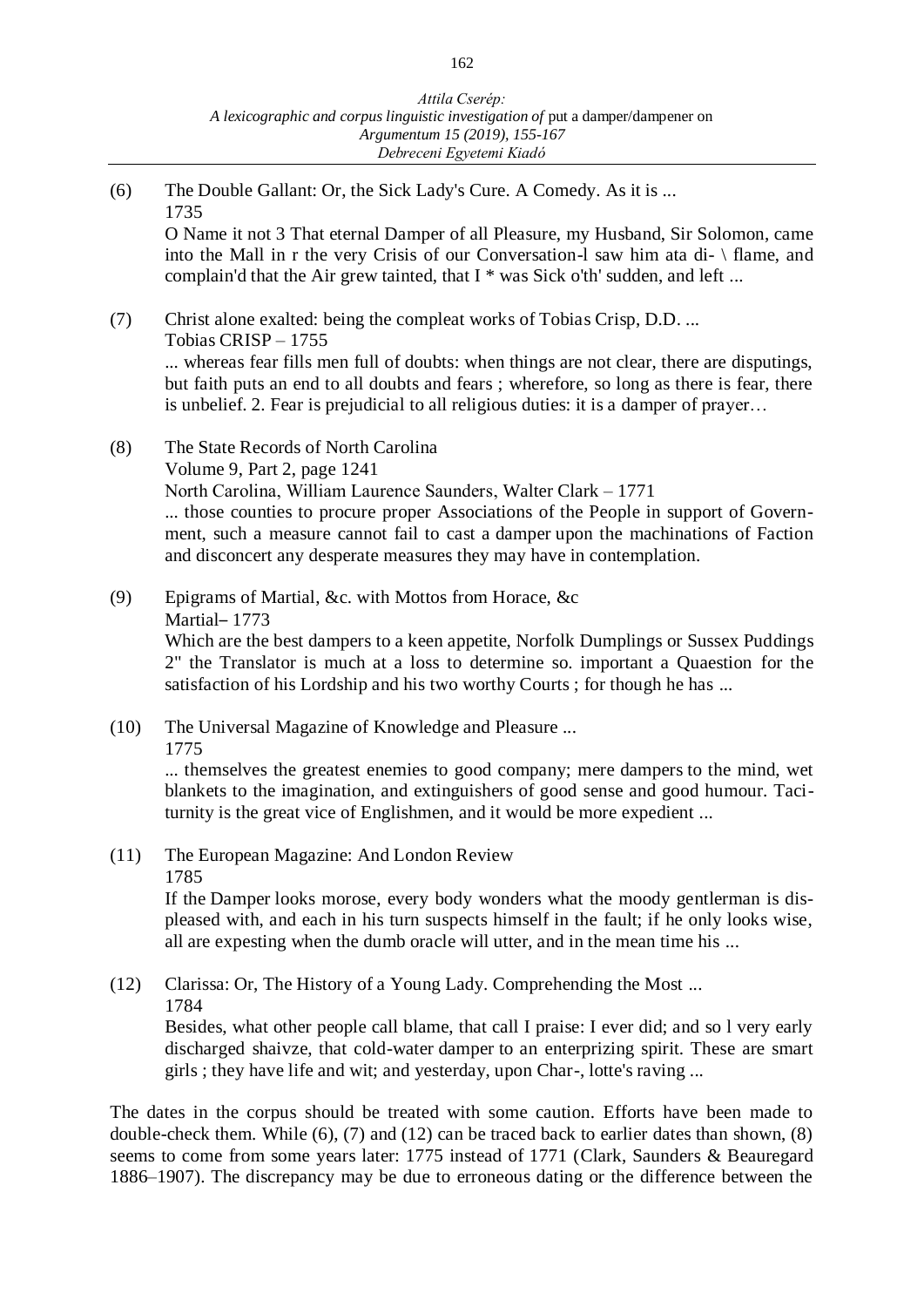(6) The Double Gallant: Or, the Sick Lady's Cure. A Comedy. As it is ...
1735
O Name it not 3 That eternal Damper of all Pleasure, my Husband, Sir Solomon, came into the Mall in r the very Crisis of our Conversation-l saw him ata di- \ flame, and complain'd that the Air grew tainted, that I * was Sick o'th' sudden, and left ...

(7) Christ alone exalted: being the compleat works of Tobias Crisp, D.D. ...
Tobias CRISP – 1755
... whereas fear fills men full of doubts: when things are not clear, there are disputings, but faith puts an end to all doubts and fears ; wherefore, so long as there is fear, there is unbelief. 2. Fear is prejudicial to all religious duties: it is a damper of prayer…

(8) The State Records of North Carolina
Volume 9, Part 2, page 1241
North Carolina, William Laurence Saunders, Walter Clark – 1771
... those counties to procure proper Associations of the People in support of Government, such a measure cannot fail to cast a damper upon the machinations of Faction and disconcert any desperate measures they may have in contemplation.

(9) Epigrams of Martial, &c. with Mottos from Horace, &c
Martial– 1773
Which are the best dampers to a keen appetite, Norfolk Dumplings or Sussex Puddings 2" the Translator is much at a loss to determine so. important a Quaestion for the satisfaction of his Lordship and his two worthy Courts ; for though he has ...

(10) The Universal Magazine of Knowledge and Pleasure ...
1775
... themselves the greatest enemies to good company; mere dampers to the mind, wet blankets to the imagination, and extinguishers of good sense and good humour. Taciturnity is the great vice of Englishmen, and it would be more expedient ...

(11) The European Magazine: And London Review
1785
If the Damper looks morose, every body wonders what the moody gentlerman is displeased with, and each in his turn suspects himself in the fault; if he only looks wise, all are expesting when the dumb oracle will utter, and in the mean time his ...

(12) Clarissa: Or, The History of a Young Lady. Comprehending the Most ...
1784
Besides, what other people call blame, that call I praise: I ever did; and so l very early discharged shaivze, that cold-water damper to an enterprizing spirit. These are smart girls ; they have life and wit; and yesterday, upon Char-, lotte's raving ...

The dates in the corpus should be treated with some caution. Efforts have been made to double-check them. While (6), (7) and (12) can be traced back to earlier dates than shown, (8) seems to come from some years later: 1775 instead of 1771 (Clark, Saunders & Beauregard 1886–1907). The discrepancy may be due to erroneous dating or the difference between the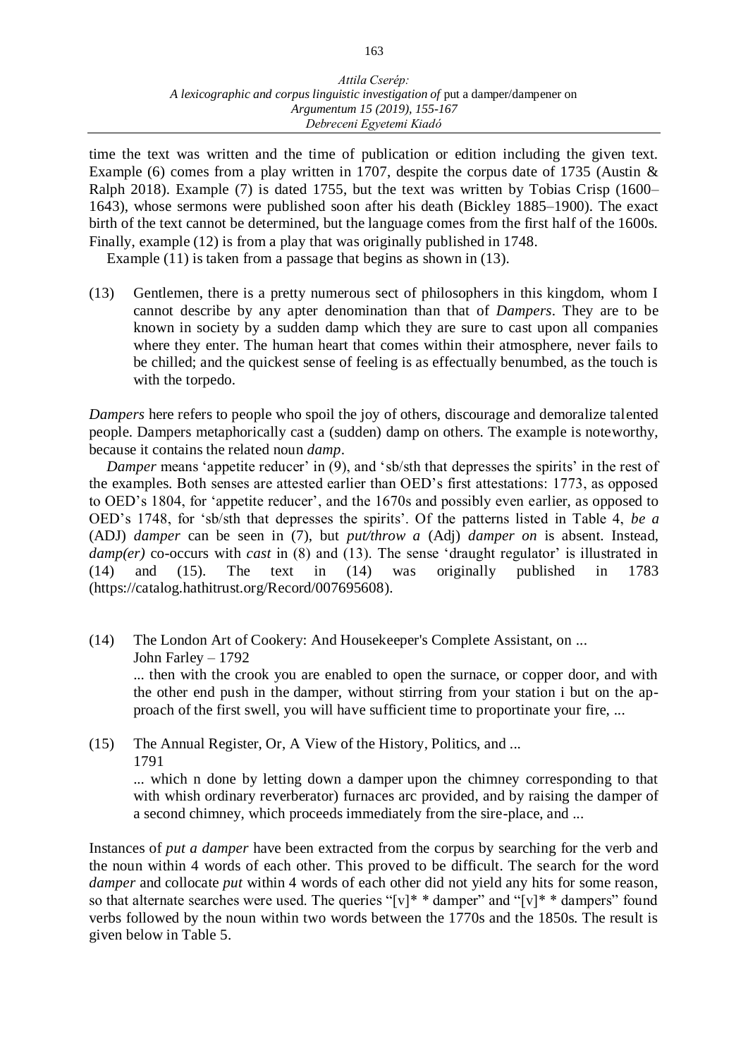time the text was written and the time of publication or edition including the given text. Example (6) comes from a play written in 1707, despite the corpus date of 1735 (Austin & Ralph 2018). Example (7) is dated 1755, but the text was written by Tobias Crisp (1600–1643), whose sermons were published soon after his death (Bickley 1885–1900). The exact birth of the text cannot be determined, but the language comes from the first half of the 1600s. Finally, example (12) is from a play that was originally published in 1748.

Example (11) is taken from a passage that begins as shown in (13).

(13) Gentlemen, there is a pretty numerous sect of philosophers in this kingdom, whom I cannot describe by any apter denomination than that of *Dampers*. They are to be known in society by a sudden damp which they are sure to cast upon all companies where they enter. The human heart that comes within their atmosphere, never fails to be chilled; and the quickest sense of feeling is as effectually benumbed, as the touch is with the torpedo.

*Dampers* here refers to people who spoil the joy of others, discourage and demoralize talented people. Dampers metaphorically cast a (sudden) damp on others. The example is noteworthy, because it contains the related noun *damp*.

*Damper* means 'appetite reducer' in (9), and 'sb/sth that depresses the spirits' in the rest of the examples. Both senses are attested earlier than OED's first attestations: 1773, as opposed to OED's 1804, for 'appetite reducer', and the 1670s and possibly even earlier, as opposed to OED's 1748, for 'sb/sth that depresses the spirits'. Of the patterns listed in Table 4, *be a* (ADJ) *damper* can be seen in (7), but *put/throw a* (Adj) *damper on* is absent. Instead, *damp(er)* co-occurs with *cast* in (8) and (13). The sense 'draught regulator' is illustrated in (14) and (15). The text in (14) was originally published in 1783 (https://catalog.hathitrust.org/Record/007695608).

(14) The London Art of Cookery: And Housekeeper's Complete Assistant, on ...
John Farley – 1792
... then with the crook you are enabled to open the surnace, or copper door, and with the other end push in the damper, without stirring from your station i but on the approach of the first swell, you will have sufficient time to proportinate your fire, ...

(15) The Annual Register, Or, A View of the History, Politics, and ...
1791
... which n done by letting down a damper upon the chimney corresponding to that with whish ordinary reverberator) furnaces arc provided, and by raising the damper of a second chimney, which proceeds immediately from the sire-place, and ...

Instances of *put a damper* have been extracted from the corpus by searching for the verb and the noun within 4 words of each other. This proved to be difficult. The search for the word *damper* and collocate *put* within 4 words of each other did not yield any hits for some reason, so that alternate searches were used. The queries "[v]* * damper" and "[v]* * dampers" found verbs followed by the noun within two words between the 1770s and the 1850s. The result is given below in Table 5.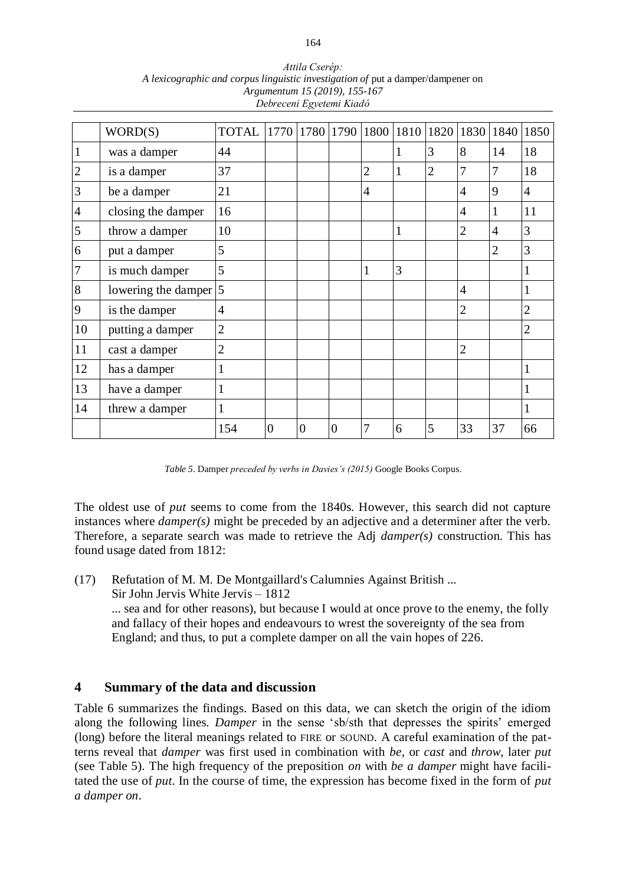|  | WORD(S) | TOTAL | 1770 | 1780 | 1790 | 1800 | 1810 | 1820 | 1830 | 1840 | 1850 |
|---|---|---|---|---|---|---|---|---|---|---|---|
| 1 | was a damper | 44 |  |  |  |  | 1 | 3 | 8 | 14 | 18 |
| 2 | is a damper | 37 |  |  |  | 2 | 1 | 2 | 7 | 7 | 18 |
| 3 | be a damper | 21 |  |  |  | 4 |  |  | 4 | 9 | 4 |
| 4 | closing the damper | 16 |  |  |  |  |  |  | 4 | 1 | 11 |
| 5 | throw a damper | 10 |  |  |  |  | 1 |  | 2 | 4 | 3 |
| 6 | put a damper | 5 |  |  |  |  |  |  |  | 2 | 3 |
| 7 | is much damper | 5 |  |  |  | 1 | 3 |  |  |  | 1 |
| 8 | lowering the damper | 5 |  |  |  |  |  |  | 4 |  | 1 |
| 9 | is the damper | 4 |  |  |  |  |  |  | 2 |  | 2 |
| 10 | putting a damper | 2 |  |  |  |  |  |  |  |  | 2 |
| 11 | cast a damper | 2 |  |  |  |  |  |  | 2 |  |  |
| 12 | has a damper | 1 |  |  |  |  |  |  |  |  | 1 |
| 13 | have a damper | 1 |  |  |  |  |  |  |  |  | 1 |
| 14 | threw a damper | 1 |  |  |  |  |  |  |  |  | 1 |
|  |  | 154 | 0 | 0 | 0 | 7 | 6 | 5 | 33 | 37 | 66 |

*Table 5.* Damper *preceded by verbs in Davies's (2015)* Google Books Corpus.

The oldest use of *put* seems to come from the 1840s. However, this search did not capture instances where *damper(s)* might be preceded by an adjective and a determiner after the verb. Therefore, a separate search was made to retrieve the Adj *damper(s)* construction. This has found usage dated from 1812:

(17) Refutation of M. M. De Montgaillard's Calumnies Against British ...
Sir John Jervis White Jervis – 1812
... sea and for other reasons), but because I would at once prove to the enemy, the folly and fallacy of their hopes and endeavours to wrest the sovereignty of the sea from England; and thus, to put a complete damper on all the vain hopes of 226.

## 4 Summary of the data and discussion

Table 6 summarizes the findings. Based on this data, we can sketch the origin of the idiom along the following lines. *Damper* in the sense 'sb/sth that depresses the spirits' emerged (long) before the literal meanings related to FIRE or SOUND. A careful examination of the patterns reveal that *damper* was first used in combination with *be*, or *cast* and *throw*, later *put* (see Table 5). The high frequency of the preposition *on* with *be a damper* might have facilitated the use of *put*. In the course of time, the expression has become fixed in the form of *put a damper on*.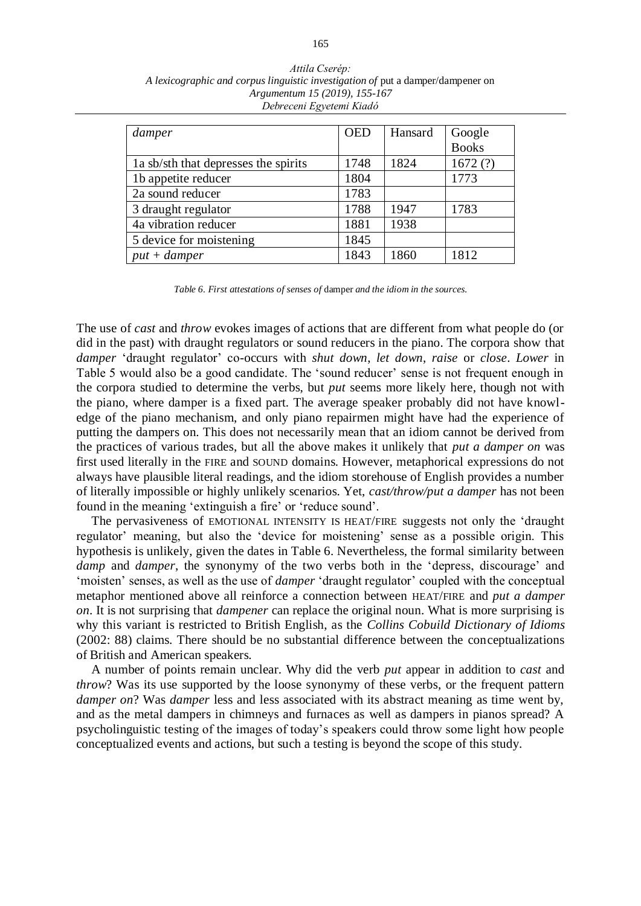| *damper* | OED | Hansard | Google Books |
|---|---|---|---|
| 1a sb/sth that depresses the spirits | 1748 | 1824 | 1672 (?) |
| 1b appetite reducer | 1804 | | 1773 |
| 2a sound reducer | 1783 | | |
| 3 draught regulator | 1788 | 1947 | 1783 |
| 4a vibration reducer | 1881 | 1938 | |
| 5 device for moistening | 1845 | | |
| *put + damper* | 1843 | 1860 | 1812 |

*Table 6. First attestations of senses of* damper *and the idiom in the sources.*

The use of *cast* and *throw* evokes images of actions that are different from what people do (or did in the past) with draught regulators or sound reducers in the piano. The corpora show that *damper* 'draught regulator' co-occurs with *shut down*, *let down*, *raise* or *close*. *Lower* in Table 5 would also be a good candidate. The 'sound reducer' sense is not frequent enough in the corpora studied to determine the verbs, but *put* seems more likely here, though not with the piano, where damper is a fixed part. The average speaker probably did not have knowledge of the piano mechanism, and only piano repairmen might have had the experience of putting the dampers on. This does not necessarily mean that an idiom cannot be derived from the practices of various trades, but all the above makes it unlikely that *put a damper on* was first used literally in the FIRE and SOUND domains. However, metaphorical expressions do not always have plausible literal readings, and the idiom storehouse of English provides a number of literally impossible or highly unlikely scenarios. Yet, *cast/throw/put a damper* has not been found in the meaning 'extinguish a fire' or 'reduce sound'.

The pervasiveness of EMOTIONAL INTENSITY IS HEAT/FIRE suggests not only the 'draught regulator' meaning, but also the 'device for moistening' sense as a possible origin. This hypothesis is unlikely, given the dates in Table 6. Nevertheless, the formal similarity between *damp* and *damper*, the synonymy of the two verbs both in the 'depress, discourage' and 'moisten' senses, as well as the use of *damper* 'draught regulator' coupled with the conceptual metaphor mentioned above all reinforce a connection between HEAT/FIRE and *put a damper on*. It is not surprising that *dampener* can replace the original noun. What is more surprising is why this variant is restricted to British English, as the *Collins Cobuild Dictionary of Idioms* (2002: 88) claims. There should be no substantial difference between the conceptualizations of British and American speakers.

A number of points remain unclear. Why did the verb *put* appear in addition to *cast* and *throw*? Was its use supported by the loose synonymy of these verbs, or the frequent pattern *damper on*? Was *damper* less and less associated with its abstract meaning as time went by, and as the metal dampers in chimneys and furnaces as well as dampers in pianos spread? A psycholinguistic testing of the images of today's speakers could throw some light how people conceptualized events and actions, but such a testing is beyond the scope of this study.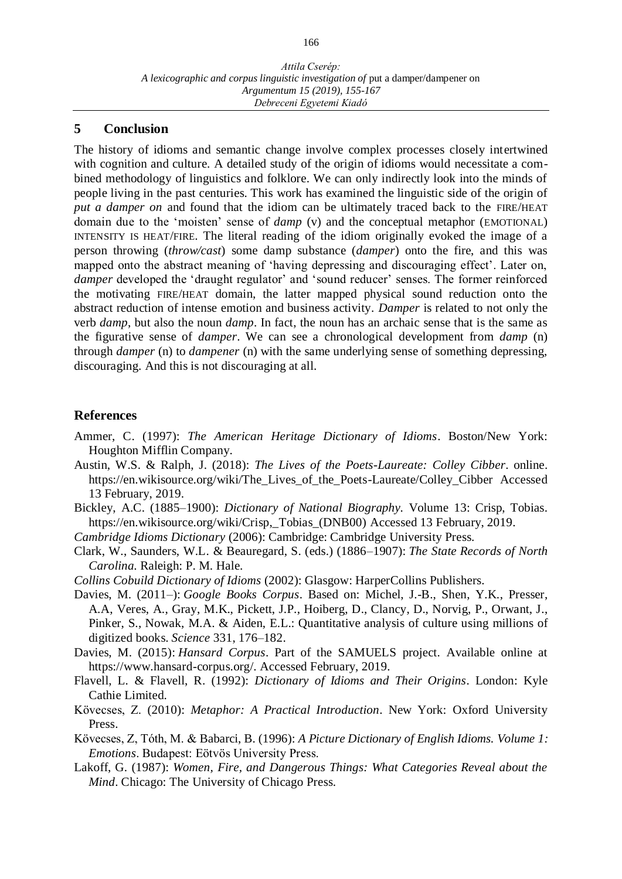## 5 Conclusion

The history of idioms and semantic change involve complex processes closely intertwined with cognition and culture. A detailed study of the origin of idioms would necessitate a combined methodology of linguistics and folklore. We can only indirectly look into the minds of people living in the past centuries. This work has examined the linguistic side of the origin of *put a damper on* and found that the idiom can be ultimately traced back to the FIRE/HEAT domain due to the 'moisten' sense of *damp* (v) and the conceptual metaphor (EMOTIONAL) INTENSITY IS HEAT/FIRE. The literal reading of the idiom originally evoked the image of a person throwing (*throw/cast*) some damp substance (*damper*) onto the fire, and this was mapped onto the abstract meaning of 'having depressing and discouraging effect'. Later on, *damper* developed the 'draught regulator' and 'sound reducer' senses. The former reinforced the motivating FIRE/HEAT domain, the latter mapped physical sound reduction onto the abstract reduction of intense emotion and business activity. *Damper* is related to not only the verb *damp*, but also the noun *damp*. In fact, the noun has an archaic sense that is the same as the figurative sense of *damper*. We can see a chronological development from *damp* (n) through *damper* (n) to *dampener* (n) with the same underlying sense of something depressing, discouraging. And this is not discouraging at all.

## References

Ammer, C. (1997): *The American Heritage Dictionary of Idioms*. Boston/New York: Houghton Mifflin Company.

Austin, W.S. & Ralph, J. (2018): *The Lives of the Poets-Laureate: Colley Cibber*. online. https://en.wikisource.org/wiki/The_Lives_of_the_Poets-Laureate/Colley_Cibber Accessed 13 February, 2019.

Bickley, A.C. (1885–1900): *Dictionary of National Biography*. Volume 13: Crisp, Tobias. https://en.wikisource.org/wiki/Crisp,_Tobias_(DNB00) Accessed 13 February, 2019.

*Cambridge Idioms Dictionary* (2006): Cambridge: Cambridge University Press.

Clark, W., Saunders, W.L. & Beauregard, S. (eds.) (1886–1907): *The State Records of North Carolina.* Raleigh: P. M. Hale.

*Collins Cobuild Dictionary of Idioms* (2002): Glasgow: HarperCollins Publishers.

Davies, M. (2011–): *Google Books Corpus*. Based on: Michel, J.-B., Shen, Y.K., Presser, A.A, Veres, A., Gray, M.K., Pickett, J.P., Hoiberg, D., Clancy, D., Norvig, P., Orwant, J., Pinker, S., Nowak, M.A. & Aiden, E.L.: Quantitative analysis of culture using millions of digitized books. *Science* 331, 176–182.

Davies, M. (2015): *Hansard Corpus*. Part of the SAMUELS project. Available online at https://www.hansard-corpus.org/. Accessed February, 2019.

Flavell, L. & Flavell, R. (1992): *Dictionary of Idioms and Their Origins*. London: Kyle Cathie Limited.

Kövecses, Z. (2010): *Metaphor: A Practical Introduction*. New York: Oxford University Press.

Kövecses, Z, Tóth, M. & Babarci, B. (1996): *A Picture Dictionary of English Idioms. Volume 1: Emotions*. Budapest: Eötvös University Press.

Lakoff, G. (1987): *Women, Fire, and Dangerous Things: What Categories Reveal about the Mind*. Chicago: The University of Chicago Press.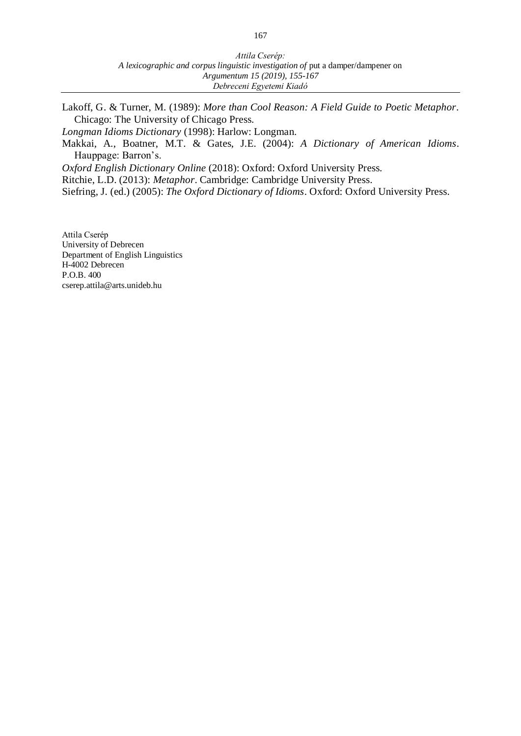Lakoff, G. & Turner, M. (1989): *More than Cool Reason: A Field Guide to Poetic Metaphor*. Chicago: The University of Chicago Press.

*Longman Idioms Dictionary* (1998): Harlow: Longman.

Makkai, A., Boatner, M.T. & Gates, J.E. (2004): *A Dictionary of American Idioms*. Hauppage: Barron's.

*Oxford English Dictionary Online* (2018): Oxford: Oxford University Press.

Ritchie, L.D. (2013): *Metaphor*. Cambridge: Cambridge University Press.

Siefring, J. (ed.) (2005): *The Oxford Dictionary of Idioms*. Oxford: Oxford University Press.

Attila Cserép
University of Debrecen
Department of English Linguistics
H-4002 Debrecen
P.O.B. 400
cserep.attila@arts.unideb.hu